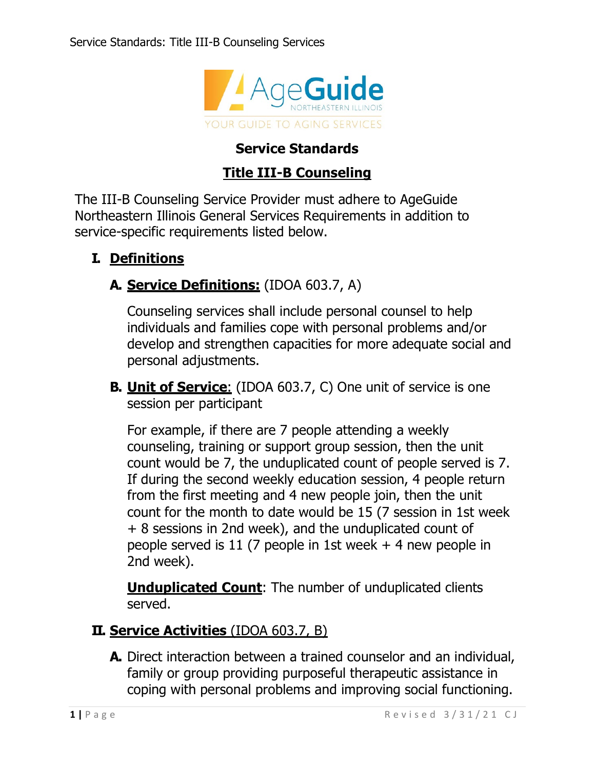# Service Standards

## Title III-B Counseling

The III-B Counseling Service Provider must adhere to AgeGuide Northeastern Illinois General Services Requirements in addition to service-specific requirements listed below.

## I. Definitions

### A. Service Definitions: (IDOA 603.7, A)

Counseling services shall include personal counsel to help individuals and families cope with personal problems and/or develop and strengthen capacities for more adequate social and personal adjustments.

### B. Unit of Service: (IDOA 603.7, C) One unit of service is one session per participant

For example, if there are 7 people attending a weekly counseling, training or support group session, then the unit count would be 7, the unduplicated count of people served is 7. If during the second weekly education session, 4 people return from the first meeting and 4 new people join, then the unit count for the month to date would be 15 (7 session in 1st week + 8 sessions in 2nd week), and the unduplicated count of people served is 11 (7 people in 1st week + 4 new people in 2nd week).

**Unduplicated Count**: The number of unduplicated clients served.

## II. Service Activities (IDOA 603.7, B)

**A.** Direct interaction between a trained counselor and an individual, family or group providing purposeful therapeutic assistance in coping with personal problems and improving social functioning.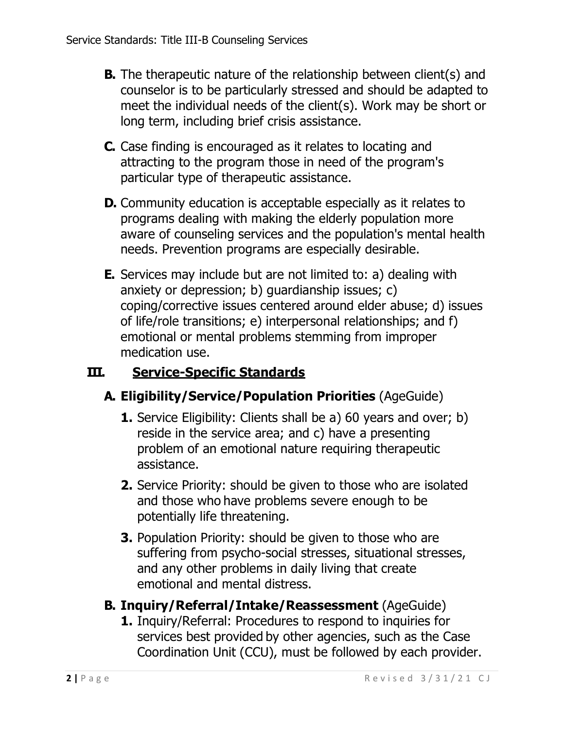**B.** The therapeutic nature of the relationship between client(s) and counselor is to be particularly stressed and should be adapted to meet the individual needs of the client(s). Work may be short or long term, including brief crisis assistance.

**C.** Case finding is encouraged as it relates to locating and attracting to the program those in need of the program's particular type of therapeutic assistance.

**D.** Community education is acceptable especially as it relates to programs dealing with making the elderly population more aware of counseling services and the population's mental health needs. Prevention programs are especially desirable.

**E.** Services may include but are not limited to: a) dealing with anxiety or depression; b) guardianship issues; c) coping/corrective issues centered around elder abuse; d) issues of life/role transitions; e) interpersonal relationships; and f) emotional or mental problems stemming from improper medication use.

## III. Service-Specific Standards

### A. Eligibility/Service/Population Priorities (AgeGuide)

**1.** Service Eligibility: Clients shall be a) 60 years and over; b) reside in the service area; and c) have a presenting problem of an emotional nature requiring therapeutic assistance.

**2.** Service Priority: should be given to those who are isolated and those who have problems severe enough to be potentially life threatening.

**3.** Population Priority: should be given to those who are suffering from psycho-social stresses, situational stresses, and any other problems in daily living that create emotional and mental distress.

### B. Inquiry/Referral/Intake/Reassessment (AgeGuide)

**1.** Inquiry/Referral: Procedures to respond to inquiries for services best provided by other agencies, such as the Case Coordination Unit (CCU), must be followed by each provider.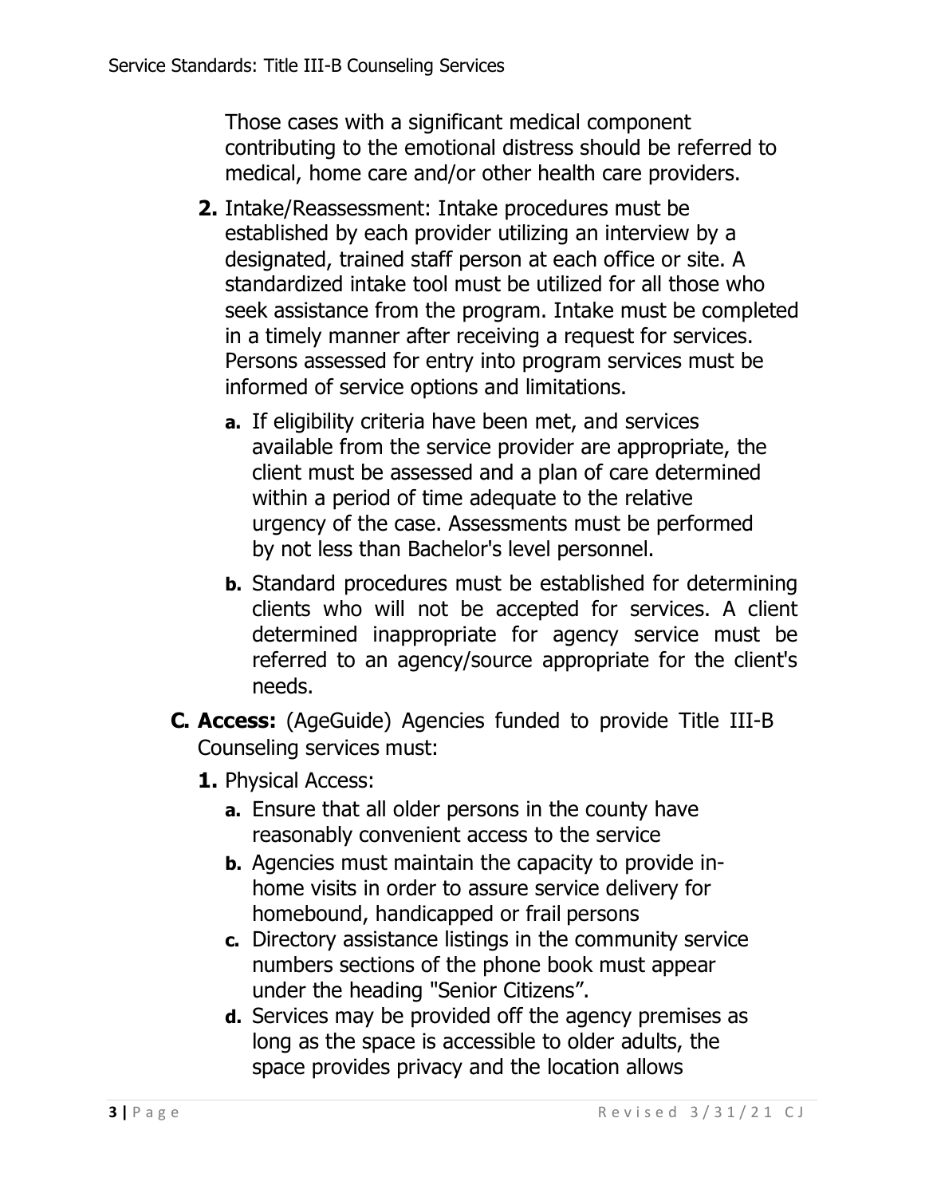Those cases with a significant medical component contributing to the emotional distress should be referred to medical, home care and/or other health care providers.

2. Intake/Reassessment: Intake procedures must be established by each provider utilizing an interview by a designated, trained staff person at each office or site. A standardized intake tool must be utilized for all those who seek assistance from the program. Intake must be completed in a timely manner after receiving a request for services. Persons assessed for entry into program services must be informed of service options and limitations.
   - a. If eligibility criteria have been met, and services available from the service provider are appropriate, the client must be assessed and a plan of care determined within a period of time adequate to the relative urgency of the case. Assessments must be performed by not less than Bachelor's level personnel.
   - b. Standard procedures must be established for determining clients who will not be accepted for services. A client determined inappropriate for agency service must be referred to an agency/source appropriate for the client's needs.

**C. Access:** (AgeGuide) Agencies funded to provide Title III-B Counseling services must:

1. Physical Access:
   - a. Ensure that all older persons in the county have reasonably convenient access to the service
   - b. Agencies must maintain the capacity to provide in-home visits in order to assure service delivery for homebound, handicapped or frail persons
   - c. Directory assistance listings in the community service numbers sections of the phone book must appear under the heading "Senior Citizens".
   - d. Services may be provided off the agency premises as long as the space is accessible to older adults, the space provides privacy and the location allows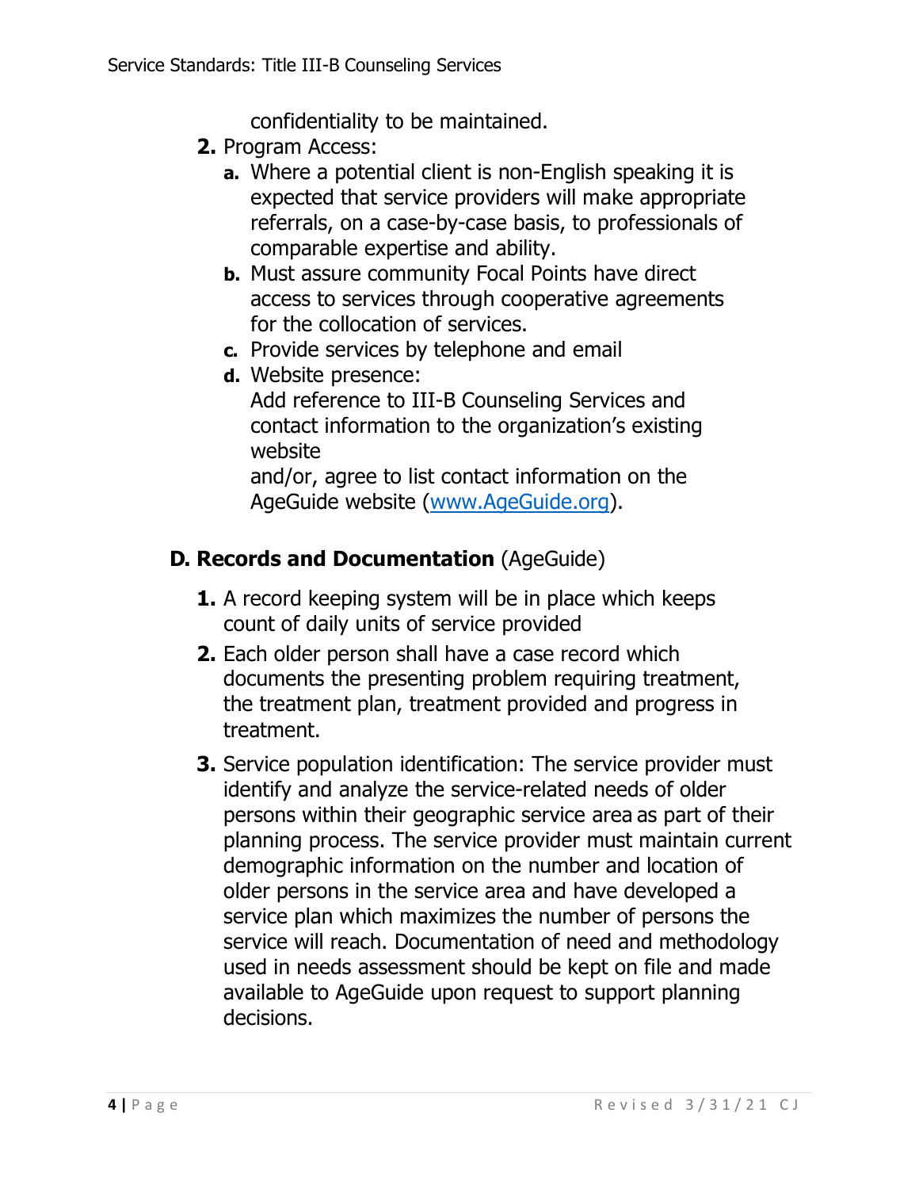confidentiality to be maintained.

2. Program Access:
   a. Where a potential client is non-English speaking it is expected that service providers will make appropriate referrals, on a case-by-case basis, to professionals of comparable expertise and ability.
   b. Must assure community Focal Points have direct access to services through cooperative agreements for the collocation of services.
   c. Provide services by telephone and email
   d. Website presence:
      Add reference to III-B Counseling Services and contact information to the organization's existing website
      and/or, agree to list contact information on the AgeGuide website (www.AgeGuide.org).

## D. Records and Documentation (AgeGuide)

1. A record keeping system will be in place which keeps count of daily units of service provided
2. Each older person shall have a case record which documents the presenting problem requiring treatment, the treatment plan, treatment provided and progress in treatment.
3. Service population identification: The service provider must identify and analyze the service-related needs of older persons within their geographic service area as part of their planning process. The service provider must maintain current demographic information on the number and location of older persons in the service area and have developed a service plan which maximizes the number of persons the service will reach. Documentation of need and methodology used in needs assessment should be kept on file and made available to AgeGuide upon request to support planning decisions.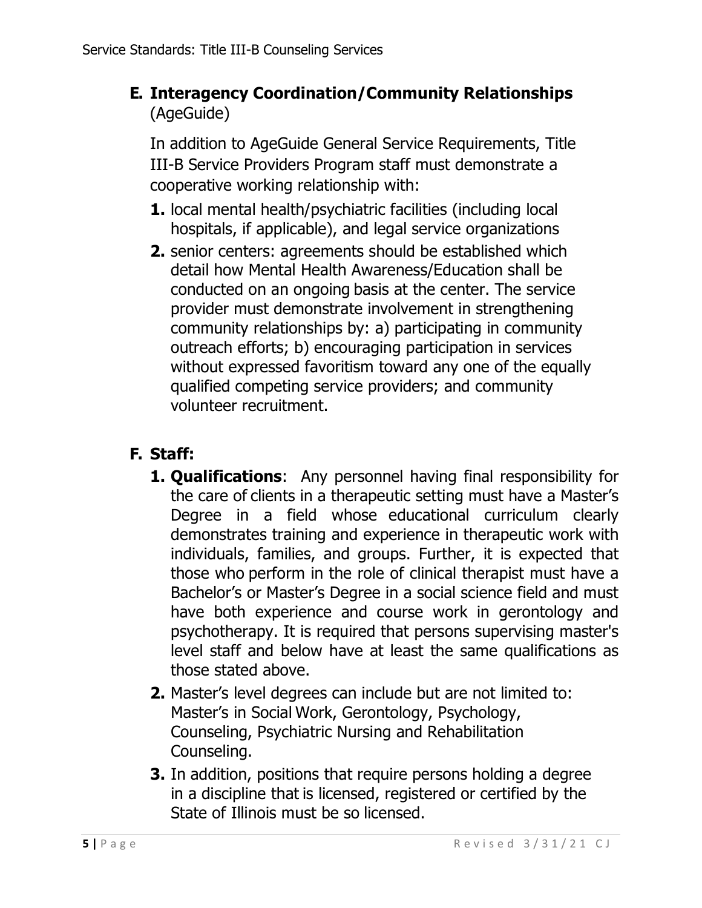## E. Interagency Coordination/Community Relationships
(AgeGuide)

In addition to AgeGuide General Service Requirements, Title III-B Service Providers Program staff must demonstrate a cooperative working relationship with:

1. local mental health/psychiatric facilities (including local hospitals, if applicable), and legal service organizations
2. senior centers: agreements should be established which detail how Mental Health Awareness/Education shall be conducted on an ongoing basis at the center. The service provider must demonstrate involvement in strengthening community relationships by: a) participating in community outreach efforts; b) encouraging participation in services without expressed favoritism toward any one of the equally qualified competing service providers; and community volunteer recruitment.

## F. Staff:

1. **Qualifications**: Any personnel having final responsibility for the care of clients in a therapeutic setting must have a Master's Degree in a field whose educational curriculum clearly demonstrates training and experience in therapeutic work with individuals, families, and groups. Further, it is expected that those who perform in the role of clinical therapist must have a Bachelor's or Master's Degree in a social science field and must have both experience and course work in gerontology and psychotherapy. It is required that persons supervising master's level staff and below have at least the same qualifications as those stated above.
2. Master's level degrees can include but are not limited to: Master's in Social Work, Gerontology, Psychology, Counseling, Psychiatric Nursing and Rehabilitation Counseling.
3. In addition, positions that require persons holding a degree in a discipline that is licensed, registered or certified by the State of Illinois must be so licensed.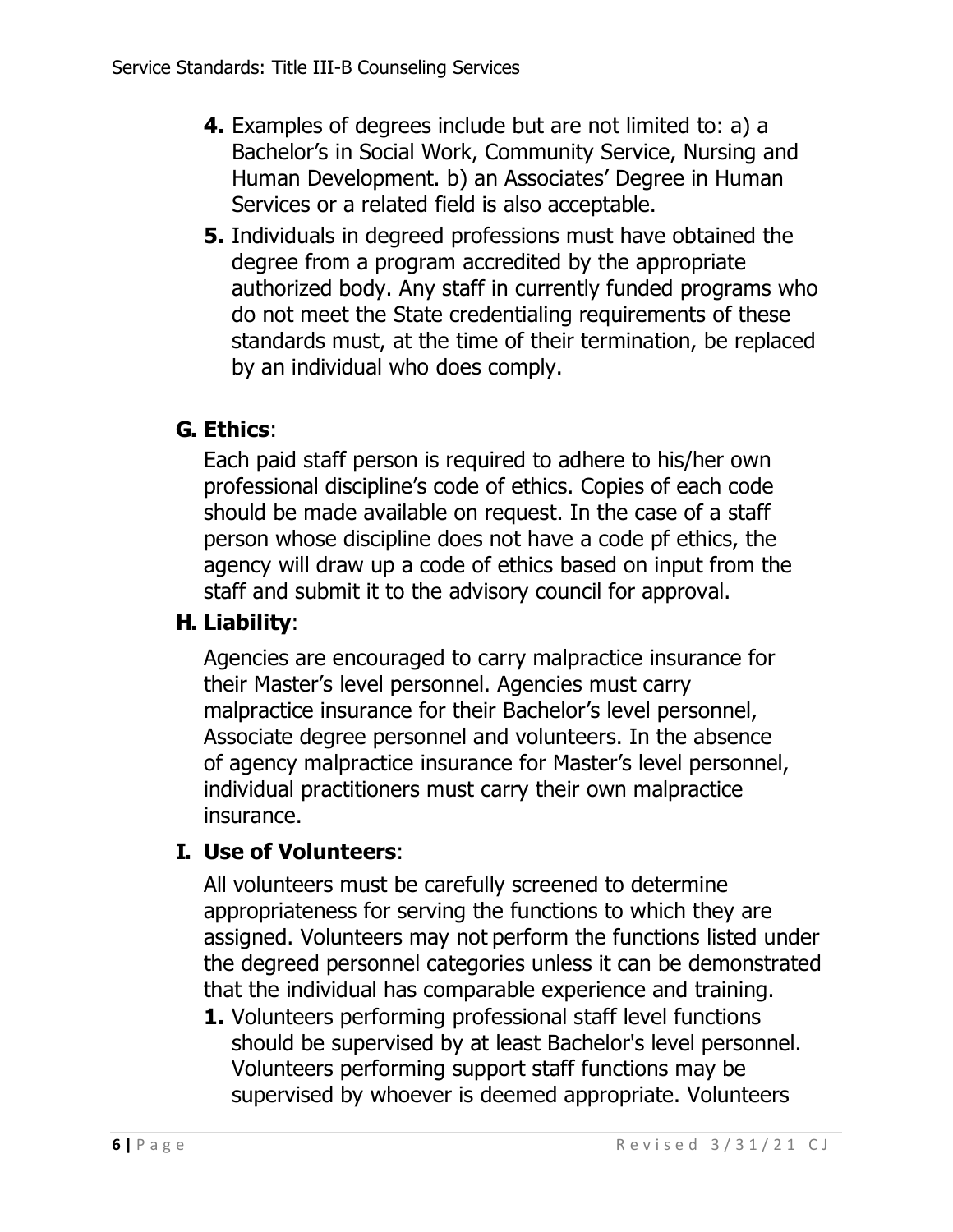4. Examples of degrees include but are not limited to: a) a Bachelor's in Social Work, Community Service, Nursing and Human Development. b) an Associates' Degree in Human Services or a related field is also acceptable.
5. Individuals in degreed professions must have obtained the degree from a program accredited by the appropriate authorized body. Any staff in currently funded programs who do not meet the State credentialing requirements of these standards must, at the time of their termination, be replaced by an individual who does comply.

## G. Ethics:

Each paid staff person is required to adhere to his/her own professional discipline's code of ethics. Copies of each code should be made available on request. In the case of a staff person whose discipline does not have a code pf ethics, the agency will draw up a code of ethics based on input from the staff and submit it to the advisory council for approval.

## H. Liability:

Agencies are encouraged to carry malpractice insurance for their Master's level personnel. Agencies must carry malpractice insurance for their Bachelor's level personnel, Associate degree personnel and volunteers. In the absence of agency malpractice insurance for Master's level personnel, individual practitioners must carry their own malpractice insurance.

## I. Use of Volunteers:

All volunteers must be carefully screened to determine appropriateness for serving the functions to which they are assigned. Volunteers may not perform the functions listed under the degreed personnel categories unless it can be demonstrated that the individual has comparable experience and training.

1. Volunteers performing professional staff level functions should be supervised by at least Bachelor's level personnel. Volunteers performing support staff functions may be supervised by whoever is deemed appropriate. Volunteers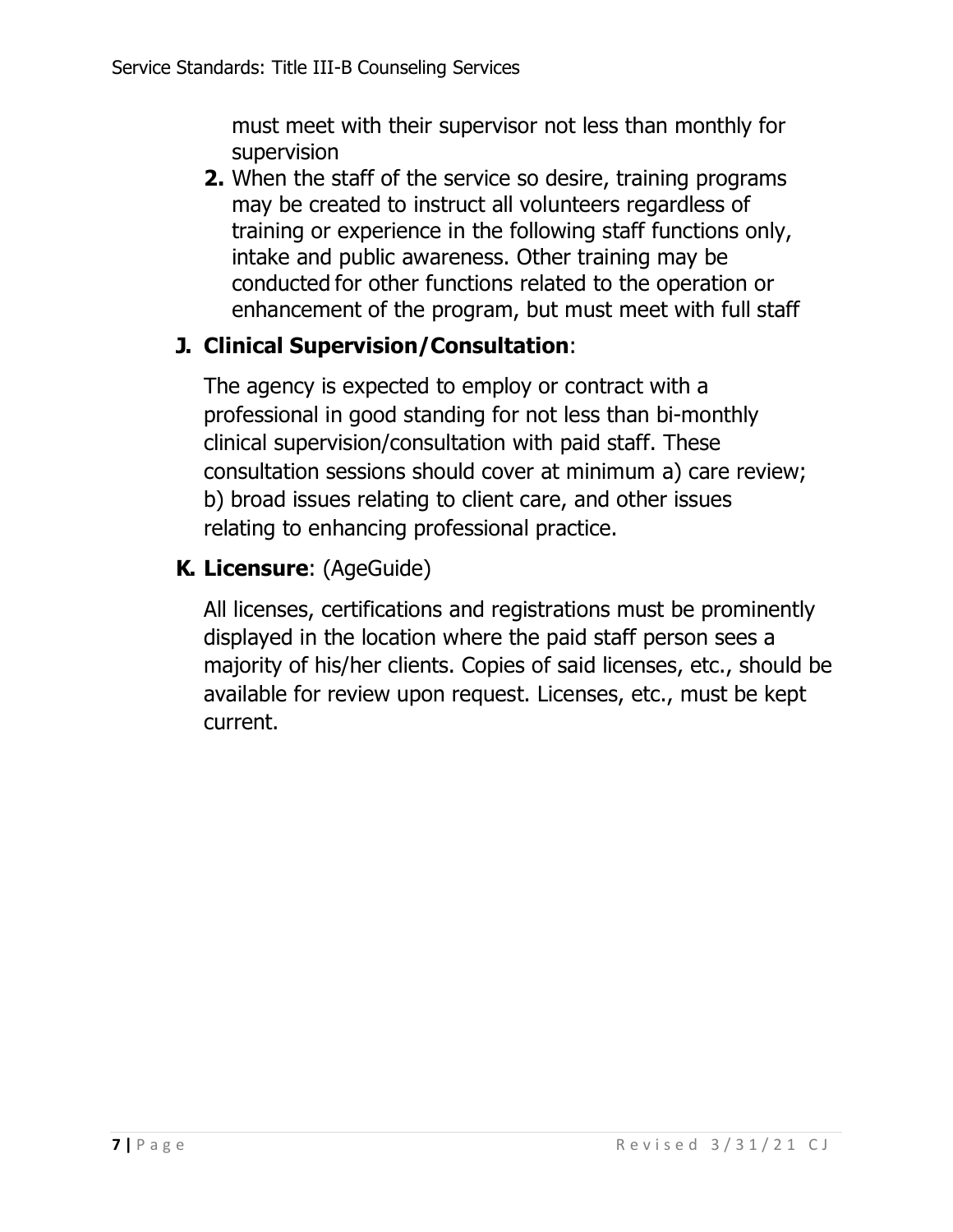must meet with their supervisor not less than monthly for supervision

2. When the staff of the service so desire, training programs may be created to instruct all volunteers regardless of training or experience in the following staff functions only, intake and public awareness. Other training may be conducted for other functions related to the operation or enhancement of the program, but must meet with full staff

## J. Clinical Supervision/Consultation:

The agency is expected to employ or contract with a professional in good standing for not less than bi-monthly clinical supervision/consultation with paid staff. These consultation sessions should cover at minimum a) care review; b) broad issues relating to client care, and other issues relating to enhancing professional practice.

## K. Licensure: (AgeGuide)

All licenses, certifications and registrations must be prominently displayed in the location where the paid staff person sees a majority of his/her clients. Copies of said licenses, etc., should be available for review upon request. Licenses, etc., must be kept current.